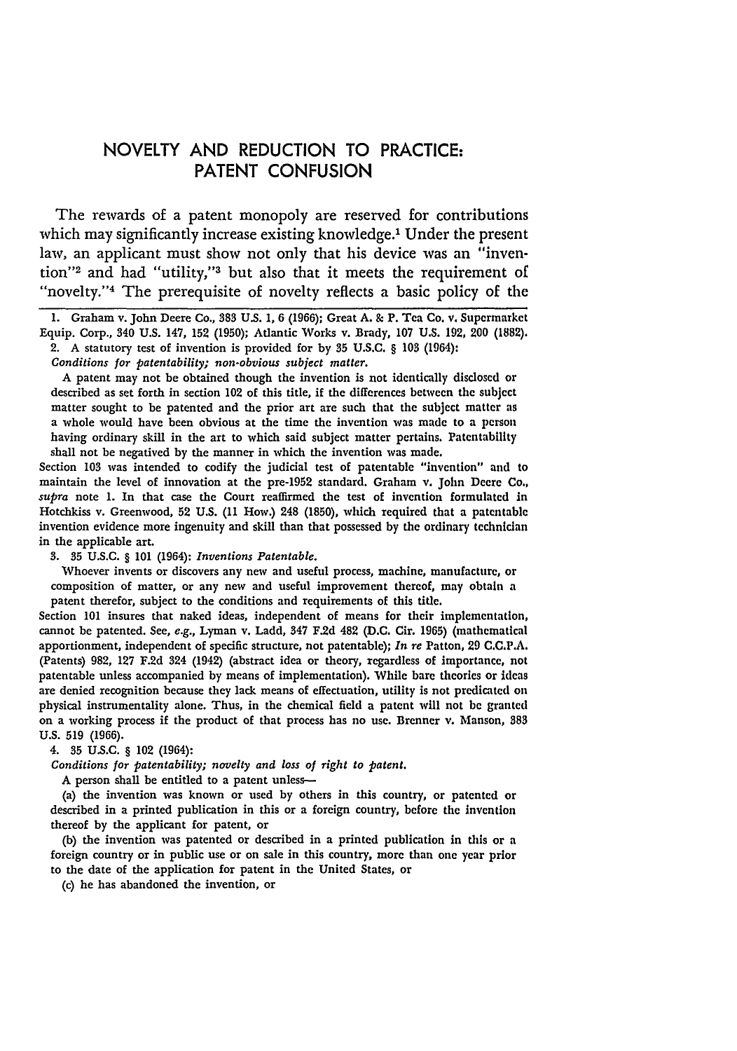# NOVELTY AND REDUCTION TO PRACTICE: PATENT CONFUSION

The rewards of a patent monopoly are reserved for contributions which may significantly increase existing knowledge.[1] Under the present law, an applicant must show not only that his device was an "invention"[2] and had "utility,"[3] but also that it meets the requirement of "novelty."[4] The prerequisite of novelty reflects a basic policy of the

---

1. Graham v. John Deere Co., 383 U.S. 1, 6 (1966); Great A. & P. Tea Co. v. Supermarket Equip. Corp., 340 U.S. 147, 152 (1950); Atlantic Works v. Brady, 107 U.S. 192, 200 (1882).

2. A statutory test of invention is provided for by 35 U.S.C. § 103 (1964):

*Conditions for patentability; non-obvious subject matter.*

A patent may not be obtained though the invention is not identically disclosed or described as set forth in section 102 of this title, if the differences between the subject matter sought to be patented and the prior art are such that the subject matter as a whole would have been obvious at the time the invention was made to a person having ordinary skill in the art to which said subject matter pertains. Patentability shall not be negatived by the manner in which the invention was made.

Section 103 was intended to codify the judicial test of patentable "invention" and to maintain the level of innovation at the pre-1952 standard. Graham v. John Deere Co., *supra* note 1. In that case the Court reaffirmed the test of invention formulated in Hotchkiss v. Greenwood, 52 U.S. (11 How.) 248 (1850), which required that a patentable invention evidence more ingenuity and skill than that possessed by the ordinary technician in the applicable art.

3. 35 U.S.C. § 101 (1964): *Inventions Patentable.*

Whoever invents or discovers any new and useful process, machine, manufacture, or composition of matter, or any new and useful improvement thereof, may obtain a patent therefor, subject to the conditions and requirements of this title.

Section 101 insures that naked ideas, independent of means for their implementation, cannot be patented. See, *e.g.*, Lyman v. Ladd, 347 F.2d 482 (D.C. Cir. 1965) (mathematical apportionment, independent of specific structure, not patentable); *In re* Patton, 29 C.C.P.A. (Patents) 982, 127 F.2d 324 (1942) (abstract idea or theory, regardless of importance, not patentable unless accompanied by means of implementation). While bare theories or ideas are denied recognition because they lack means of effectuation, utility is not predicated on physical instrumentality alone. Thus, in the chemical field a patent will not be granted on a working process if the product of that process has no use. Brenner v. Manson, 383 U.S. 519 (1966).

4. 35 U.S.C. § 102 (1964):

*Conditions for patentability; novelty and loss of right to patent.*

A person shall be entitled to a patent unless—

(a) the invention was known or used by others in this country, or patented or described in a printed publication in this or a foreign country, before the invention thereof by the applicant for patent, or

(b) the invention was patented or described in a printed publication in this or a foreign country or in public use or on sale in this country, more than one year prior to the date of the application for patent in the United States, or

(c) he has abandoned the invention, or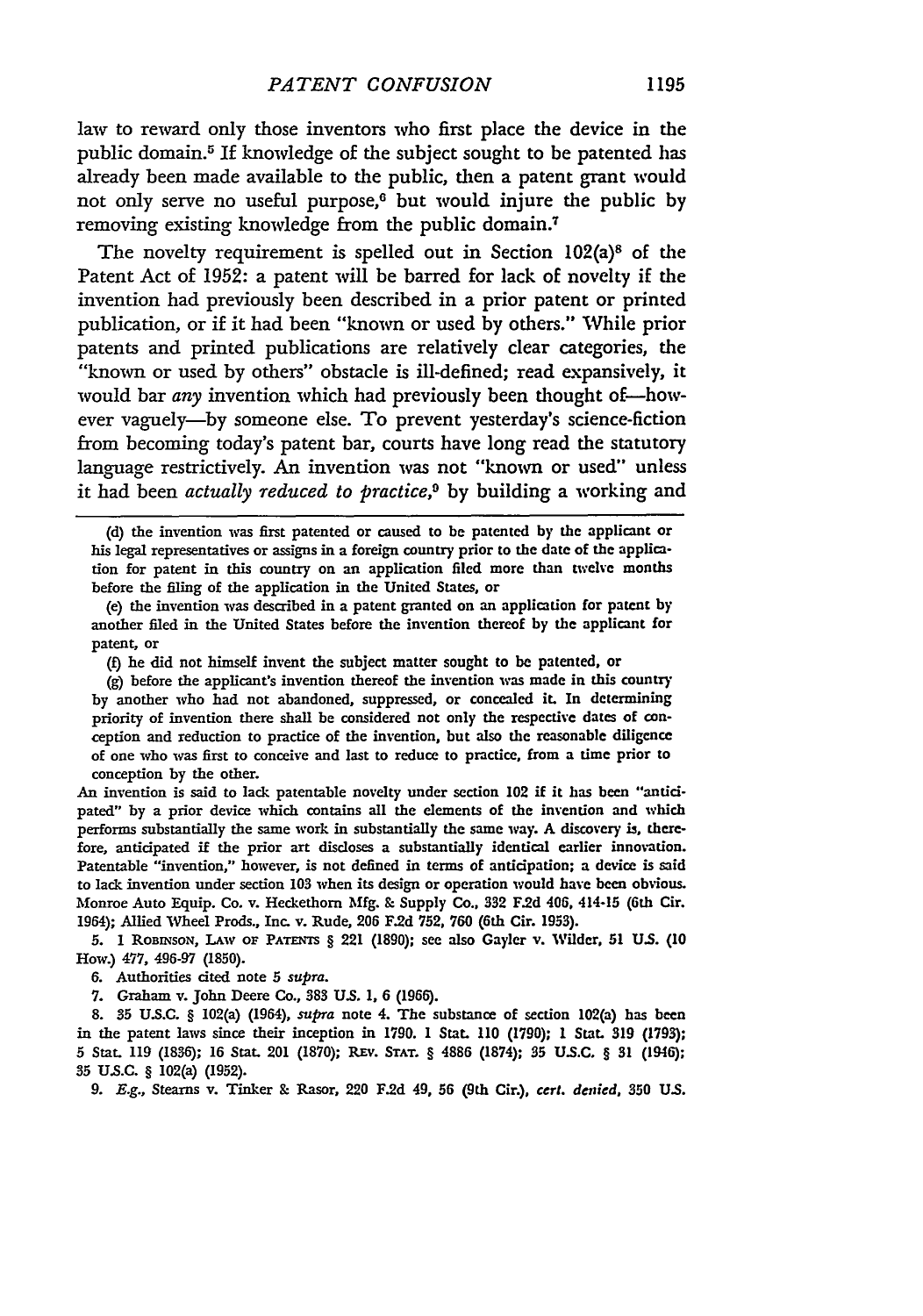law to reward only those inventors who first place the device in the public domain.[5] If knowledge of the subject sought to be patented has already been made available to the public, then a patent grant would not only serve no useful purpose,[6] but would injure the public by removing existing knowledge from the public domain.[7]

The novelty requirement is spelled out in Section 102(a)[8] of the Patent Act of 1952: a patent will be barred for lack of novelty if the invention had previously been described in a prior patent or printed publication, or if it had been "known or used by others." While prior patents and printed publications are relatively clear categories, the "known or used by others" obstacle is ill-defined; read expansively, it would bar *any* invention which had previously been thought of—however vaguely—by someone else. To prevent yesterday's science-fiction from becoming today's patent bar, courts have long read the statutory language restrictively. An invention was not "known or used" unless it had been *actually reduced to practice*,[9] by building a working and

---

(d) the invention was first patented or caused to be patented by the applicant or his legal representatives or assigns in a foreign country prior to the date of the application for patent in this country on an application filed more than twelve months before the filing of the application in the United States, or

(e) the invention was described in a patent granted on an application for patent by another filed in the United States before the invention thereof by the applicant for patent, or

(f) he did not himself invent the subject matter sought to be patented, or

(g) before the applicant's invention thereof the invention was made in this country by another who had not abandoned, suppressed, or concealed it. In determining priority of invention there shall be considered not only the respective dates of conception and reduction to practice of the invention, but also the reasonable diligence of one who was first to conceive and last to reduce to practice, from a time prior to conception by the other.

An invention is said to lack patentable novelty under section 102 if it has been "anticipated" by a prior device which contains all the elements of the invention and which performs substantially the same work in substantially the same way. A discovery is, therefore, anticipated if the prior art discloses a substantially identical earlier innovation. Patentable "invention," however, is not defined in terms of anticipation; a device is said to lack invention under section 103 when its design or operation would have been obvious. Monroe Auto Equip. Co. v. Heckethorn Mfg. & Supply Co., 332 F.2d 406, 414-15 (6th Cir. 1964); Allied Wheel Prods., Inc. v. Rude, 206 F.2d 752, 760 (6th Cir. 1953).

5. 1 Robinson, Law of Patents § 221 (1890); see also Gayler v. Wilder, 51 U.S. (10 How.) 477, 496-97 (1850).

6. Authorities cited note 5 *supra*.

7. Graham v. John Deere Co., 383 U.S. 1, 6 (1966).

8. 35 U.S.C. § 102(a) (1964), *supra* note 4. The substance of section 102(a) has been in the patent laws since their inception in 1790. 1 Stat. 110 (1790); 1 Stat. 319 (1793); 5 Stat. 119 (1836); 16 Stat. 201 (1870); Rev. Stat. § 4886 (1874); 35 U.S.C. § 31 (1946); 35 U.S.C. § 102(a) (1952).

9. *E.g.*, Stearns v. Tinker & Rasor, 220 F.2d 49, 56 (9th Cir.), *cert. denied*, 350 U.S.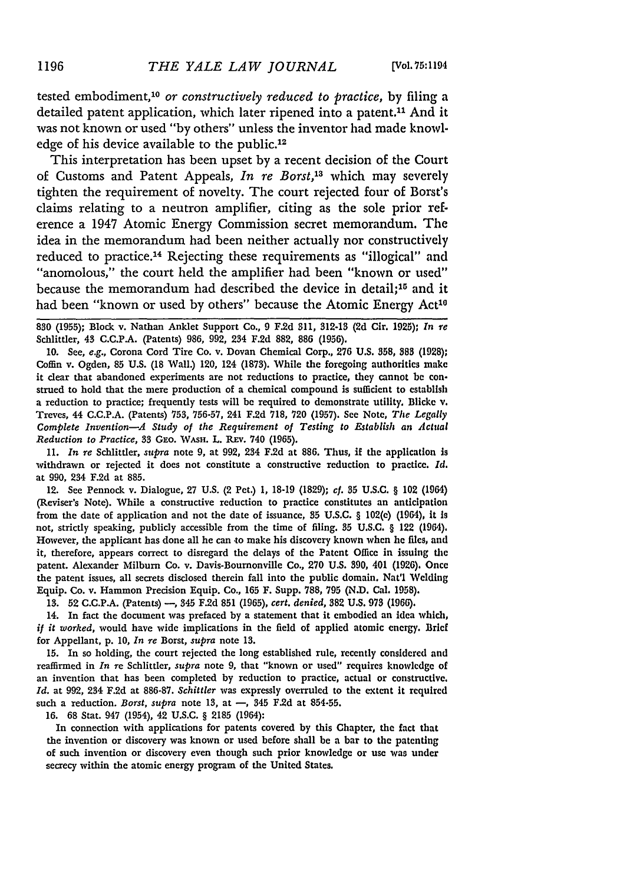tested embodiment,[10] *or constructively reduced to practice*, by filing a detailed patent application, which later ripened into a patent.[11] And it was not known or used "by others" unless the inventor had made knowledge of his device available to the public.[12]

This interpretation has been upset by a recent decision of the Court of Customs and Patent Appeals, *In re Borst*,[13] which may severely tighten the requirement of novelty. The court rejected four of Borst's claims relating to a neutron amplifier, citing as the sole prior reference a 1947 Atomic Energy Commission secret memorandum. The idea in the memorandum had been neither actually nor constructively reduced to practice.[14] Rejecting these requirements as "illogical" and "anomolous," the court held the amplifier had been "known or used" because the memorandum had described the device in detail;[15] and it had been "known or used by others" because the Atomic Energy Act[16]

830 (1955); Block v. Nathan Anklet Support Co., 9 F.2d 311, 312-13 (2d Cir. 1925); *In re* Schlittler, 43 C.C.P.A. (Patents) 986, 992, 234 F.2d 882, 886 (1956).

10. See, *e.g.*, Corona Cord Tire Co. v. Dovan Chemical Corp., 276 U.S. 358, 383 (1928); Coffin v. Ogden, 85 U.S. (18 Wall.) 120, 124 (1873). While the foregoing authorities make it clear that abandoned experiments are not reductions to practice, they cannot be construed to hold that the mere production of a chemical compound is sufficient to establish a reduction to practice; frequently tests will be required to demonstrate utility. Blicke v. Treves, 44 C.C.P.A. (Patents) 753, 756-57, 241 F.2d 718, 720 (1957). See Note, *The Legally Complete Invention—A Study of the Requirement of Testing to Establish an Actual Reduction to Practice*, 33 GEO. WASH. L. REV. 740 (1965).

11. *In re* Schlittler, *supra* note 9, at 992, 234 F.2d at 886. Thus, if the application is withdrawn or rejected it does not constitute a constructive reduction to practice. *Id.* at 990, 234 F.2d at 885.

12. See Pennock v. Dialogue, 27 U.S. (2 Pet.) 1, 18-19 (1829); *cf.* 35 U.S.C. § 102 (1964) (Reviser's Note). While a constructive reduction to practice constitutes an anticipation from the date of application and not the date of issuance, 35 U.S.C. § 102(e) (1964), it is not, strictly speaking, publicly accessible from the time of filing. 35 U.S.C. § 122 (1964). However, the applicant has done all he can to make his discovery known when he files, and it, therefore, appears correct to disregard the delays of the Patent Office in issuing the patent. Alexander Milburn Co. v. Davis-Bournonville Co., 270 U.S. 390, 401 (1926). Once the patent issues, all secrets disclosed therein fall into the public domain. Nat'l Welding Equip. Co. v. Hammon Precision Equip. Co., 165 F. Supp. 788, 795 (N.D. Cal. 1958).

13. 52 C.C.P.A. (Patents) —, 345 F.2d 851 (1965), *cert. denied*, 382 U.S. 973 (1966).

14. In fact the document was prefaced by a statement that it embodied an idea which, *if it worked*, would have wide implications in the field of applied atomic energy. Brief for Appellant, p. 10, *In re* Borst, *supra* note 13.

15. In so holding, the court rejected the long established rule, recently considered and reaffirmed in *In re* Schlittler, *supra* note 9, that "known or used" requires knowledge of an invention that has been completed by reduction to practice, actual or constructive. *Id.* at 992, 234 F.2d at 886-87. *Schittler* was expressly overruled to the extent it required such a reduction. *Borst*, *supra* note 13, at —, 345 F.2d at 854-55.

16. 68 Stat. 947 (1954), 42 U.S.C. § 2185 (1964):

In connection with applications for patents covered by this Chapter, the fact that the invention or discovery was known or used before shall be a bar to the patenting of such invention or discovery even though such prior knowledge or use was under secrecy within the atomic energy program of the United States.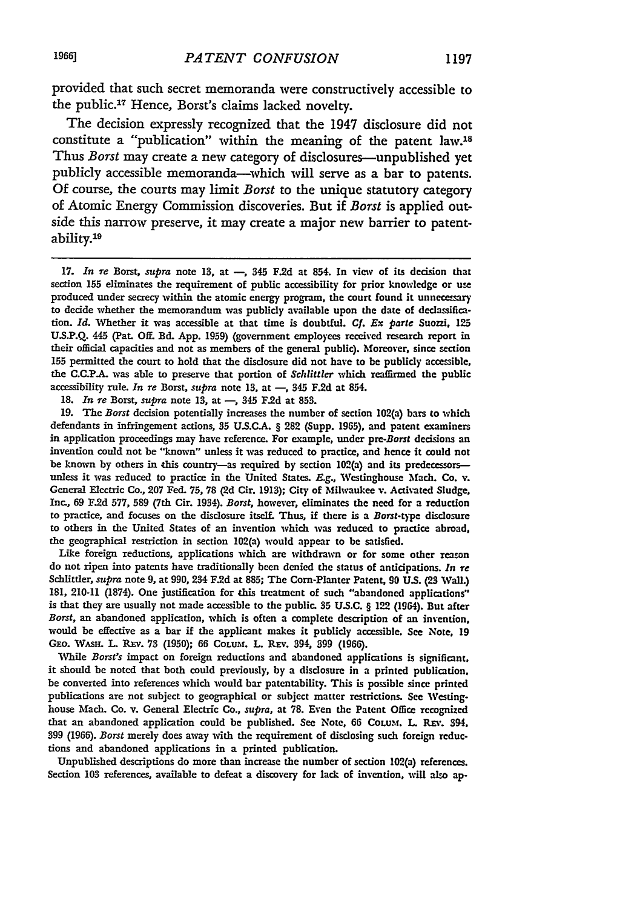provided that such secret memoranda were constructively accessible to the public.[17] Hence, Borst's claims lacked novelty.

The decision expressly recognized that the 1947 disclosure did not constitute a "publication" within the meaning of the patent law.[18] Thus *Borst* may create a new category of disclosures—unpublished yet publicly accessible memoranda—which will serve as a bar to patents. Of course, the courts may limit *Borst* to the unique statutory category of Atomic Energy Commission discoveries. But if *Borst* is applied outside this narrow preserve, it may create a major new barrier to patentability.[19]

---

17. *In re* Borst, *supra* note 13, at —, 345 F.2d at 854. In view of its decision that section 155 eliminates the requirement of public accessibility for prior knowledge or use produced under secrecy within the atomic energy program, the court found it unnecessary to decide whether the memorandum was publicly available upon the date of declassification. *Id.* Whether it was accessible at that time is doubtful. *Cf. Ex parte* Suozzi, 125 U.S.P.Q. 445 (Pat. Off. Bd. App. 1959) (government employees received research report in their official capacities and not as members of the general public). Moreover, since section 155 permitted the court to hold that the disclosure did not have to be publicly accessible, the C.C.P.A. was able to preserve that portion of *Schlittler* which reaffirmed the public accessibility rule. *In re* Borst, *supra* note 13, at —, 345 F.2d at 854.

18. *In re* Borst, *supra* note 13, at —, 345 F.2d at 853.

19. The *Borst* decision potentially increases the number of section 102(a) bars to which defendants in infringement actions, 35 U.S.C.A. § 282 (Supp. 1965), and patent examiners in application proceedings may have reference. For example, under pre-*Borst* decisions an invention could not be "known" unless it was reduced to practice, and hence it could not be known by others in this country—as required by section 102(a) and its predecessors—unless it was reduced to practice in the United States. *E.g.*, Westinghouse Mach. Co. v. General Electric Co., 207 Fed. 75, 78 (2d Cir. 1913); City of Milwaukee v. Activated Sludge, Inc., 69 F.2d 577, 589 (7th Cir. 1934). *Borst*, however, eliminates the need for a reduction to practice, and focuses on the disclosure itself. Thus, if there is a *Borst*-type disclosure to others in the United States of an invention which was reduced to practice abroad, the geographical restriction in section 102(a) would appear to be satisfied.

Like foreign reductions, applications which are withdrawn or for some other reason do not ripen into patents have traditionally been denied the status of anticipations. *In re* Schlittler, *supra* note 9, at 990, 234 F.2d at 885; The Corn-Planter Patent, 90 U.S. (23 Wall.) 181, 210-11 (1874). One justification for this treatment of such "abandoned applications" is that they are usually not made accessible to the public. 35 U.S.C. § 122 (1964). But after *Borst*, an abandoned application, which is often a complete description of an invention, would be effective as a bar if the applicant makes it publicly accessible. See Note, 19 Geo. Wash. L. Rev. 73 (1950); 66 Colum. L. Rev. 394, 399 (1966).

While *Borst's* impact on foreign reductions and abandoned applications is significant, it should be noted that both could previously, by a disclosure in a printed publication, be converted into references which would bar patentability. This is possible since printed publications are not subject to geographical or subject matter restrictions. See Westinghouse Mach. Co. v. General Electric Co., *supra*, at 78. Even the Patent Office recognized that an abandoned application could be published. See Note, 66 Colum. L. Rev. 394, 399 (1966). *Borst* merely does away with the requirement of disclosing such foreign reductions and abandoned applications in a printed publication.

Unpublished descriptions do more than increase the number of section 102(a) references. Section 103 references, available to defeat a discovery for lack of invention, will also ap-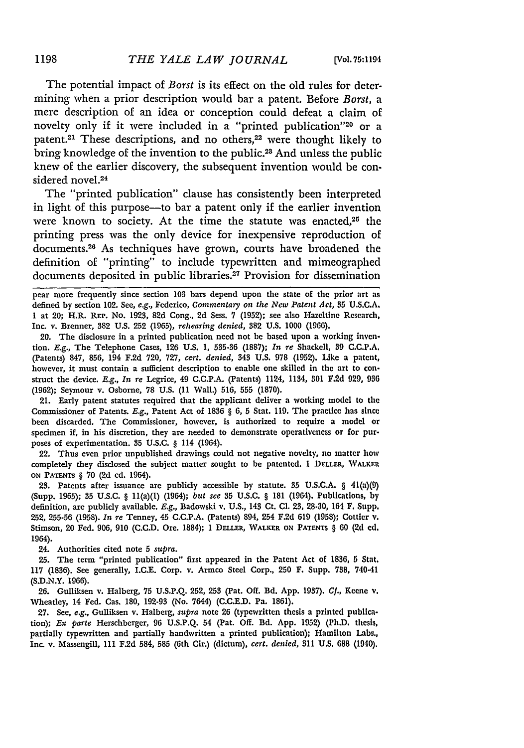The potential impact of *Borst* is its effect on the old rules for determining when a prior description would bar a patent. Before *Borst*, a mere description of an idea or conception could defeat a claim of novelty only if it were included in a "printed publication"[20] or a patent.[21] These descriptions, and no others,[22] were thought likely to bring knowledge of the invention to the public.[23] And unless the public knew of the earlier discovery, the subsequent invention would be considered novel.[24]

The "printed publication" clause has consistently been interpreted in light of this purpose—to bar a patent only if the earlier invention were known to society. At the time the statute was enacted,[25] the printing press was the only device for inexpensive reproduction of documents.[26] As techniques have grown, courts have broadened the definition of "printing" to include typewritten and mimeographed documents deposited in public libraries.[27] Provision for dissemination

---

pear more frequently since section 103 bars depend upon the state of the prior art as defined by section 102. See, e.g., Federico, *Commentary on the New Patent Act*, 35 U.S.C.A. 1 at 20; H.R. REP. No. 1923, 82d Cong., 2d Sess. 7 (1952); see also Hazeltine Research, Inc. v. Brenner, 382 U.S. 252 (1965), *rehearing denied*, 382 U.S. 1000 (1966).

20. The disclosure in a printed publication need not be based upon a working invention. *E.g.*, The Telephone Cases, 126 U.S. 1, 535-36 (1887); *In re* Shackell, 39 C.C.P.A. (Patents) 847, 856, 194 F.2d 720, 727, *cert. denied*, 343 U.S. 978 (1952). Like a patent, however, it must contain a sufficient description to enable one skilled in the art to construct the device. *E.g.*, *In re* Legrice, 49 C.C.P.A. (Patents) 1124, 1134, 301 F.2d 929, 936 (1962); Seymour v. Osborne, 78 U.S. (11 Wall.) 516, 555 (1870).

21. Early patent statutes required that the applicant deliver a working model to the Commissioner of Patents. *E.g.*, Patent Act of 1836 § 6, 5 Stat. 119. The practice has since been discarded. The Commissioner, however, is authorized to require a model or specimen if, in his discretion, they are needed to demonstrate operativeness or for purposes of experimentation. 35 U.S.C. § 114 (1964).

22. Thus even prior unpublished drawings could not negative novelty, no matter how completely they disclosed the subject matter sought to be patented. 1 DELLER, WALKER ON PATENTS § 70 (2d ed. 1964).

23. Patents after issuance are publicly accessible by statute. 35 U.S.C.A. § 41(a)(9) (Supp. 1965); 35 U.S.C. § 11(a)(1) (1964); *but see* 35 U.S.C. § 181 (1964). Publications, by definition, are publicly available. *E.g.*, Badowski v. U.S., 143 Ct. Cl. 23, 28-30, 164 F. Supp. 252, 255-56 (1958). *In re* Tenney, 45 C.C.P.A. (Patents) 894, 254 F.2d 619 (1958); Cottier v. Stimson, 20 Fed. 906, 910 (C.C.D. Ore. 1884); 1 DELLER, WALKER ON PATENTS § 60 (2d ed. 1964).

24. Authorities cited note 5 *supra*.

25. The term "printed publication" first appeared in the Patent Act of 1836, 5 Stat. 117 (1836). See generally, I.C.E. Corp. v. Armco Steel Corp., 250 F. Supp. 738, 740-41 (S.D.N.Y. 1966).

26. Gulliksen v. Halberg, 75 U.S.P.Q. 252, 253 (Pat. Off. Bd. App. 1937). *Cf.*, Keene v. Wheatley, 14 Fed. Cas. 180, 192-93 (No. 7644) (C.C.E.D. Pa. 1861).

27. See, *e.g.*, Gulliksen v. Halberg, *supra* note 26 (typewritten thesis a printed publication); *Ex parte* Herschberger, 96 U.S.P.Q. 54 (Pat. Off. Bd. App. 1952) (Ph.D. thesis, partially typewritten and partially handwritten a printed publication); Hamilton Labs., Inc. v. Massengill, 111 F.2d 584, 585 (6th Cir.) (dictum), *cert. denied*, 311 U.S. 688 (1940).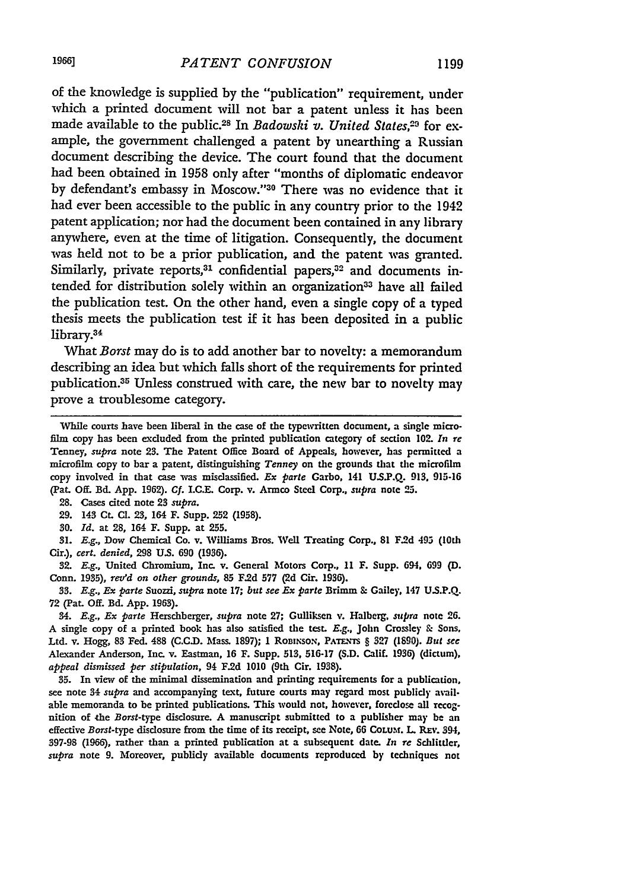of the knowledge is supplied by the "publication" requirement, under which a printed document will not bar a patent unless it has been made available to the public.[28] In *Badowski v. United States*,[29] for example, the government challenged a patent by unearthing a Russian document describing the device. The court found that the document had been obtained in 1958 only after "months of diplomatic endeavor by defendant's embassy in Moscow."[30] There was no evidence that it had ever been accessible to the public in any country prior to the 1942 patent application; nor had the document been contained in any library anywhere, even at the time of litigation. Consequently, the document was held not to be a prior publication, and the patent was granted. Similarly, private reports,[31] confidential papers,[32] and documents intended for distribution solely within an organization[33] have all failed the publication test. On the other hand, even a single copy of a typed thesis meets the publication test if it has been deposited in a public library.[34]

What *Borst* may do is to add another bar to novelty: a memorandum describing an idea but which falls short of the requirements for printed publication.[35] Unless construed with care, the new bar to novelty may prove a troublesome category.

---

While courts have been liberal in the case of the typewritten document, a single microfilm copy has been excluded from the printed publication category of section 102. *In re* Tenney, *supra* note 23. The Patent Office Board of Appeals, however, has permitted a microfilm copy to bar a patent, distinguishing *Tenney* on the grounds that the microfilm copy involved in that case was misclassified. *Ex parte* Garbo, 141 U.S.P.Q. 913, 915-16 (Pat. Off. Bd. App. 1962). *Cf.* I.C.E. Corp. v. Armco Steel Corp., *supra* note 25.

28. Cases cited note 23 *supra*.

29. 143 Ct. Cl. 23, 164 F. Supp. 252 (1958).

30. *Id.* at 28, 164 F. Supp. at 255.

31. *E.g.*, Dow Chemical Co. v. Williams Bros. Well Treating Corp., 81 F.2d 495 (10th Cir.), *cert. denied*, 298 U.S. 690 (1936).

32. *E.g.*, United Chromium, Inc. v. General Motors Corp., 11 F. Supp. 694, 699 (D. Conn. 1935), *rev'd on other grounds*, 85 F.2d 577 (2d Cir. 1936).

33. *E.g.*, *Ex parte* Suozzi, *supra* note 17; *but see Ex parte* Brimm & Gailey, 147 U.S.P.Q. 72 (Pat. Off. Bd. App. 1963).

34. *E.g.*, *Ex parte* Herschberger, *supra* note 27; Gulliksen v. Halberg, *supra* note 26. A single copy of a printed book has also satisfied the test. *E.g.*, John Crossley & Sons, Ltd. v. Hogg, 83 Fed. 488 (C.C.D. Mass. 1897); 1 ROBINSON, PATENTS § 327 (1890). *But see* Alexander Anderson, Inc. v. Eastman, 16 F. Supp. 513, 516-17 (S.D. Calif. 1936) (dictum), *appeal dismissed per stipulation*, 94 F.2d 1010 (9th Cir. 1938).

35. In view of the minimal dissemination and printing requirements for a publication, see note 34 *supra* and accompanying text, future courts may regard most publicly available memoranda to be printed publications. This would not, however, foreclose all recognition of the *Borst*-type disclosure. A manuscript submitted to a publisher may be an effective *Borst*-type disclosure from the time of its receipt, see Note, 66 COLUM. L. REV. 394, 397-98 (1966), rather than a printed publication at a subsequent date. *In re* Schlittler, *supra* note 9. Moreover, publicly available documents reproduced by techniques not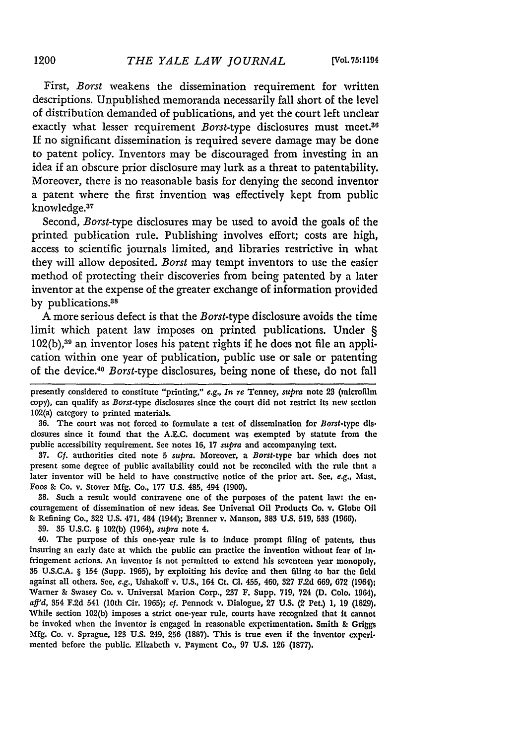First, *Borst* weakens the dissemination requirement for written descriptions. Unpublished memoranda necessarily fall short of the level of distribution demanded of publications, and yet the court left unclear exactly what lesser requirement *Borst*-type disclosures must meet.[36] If no significant dissemination is required severe damage may be done to patent policy. Inventors may be discouraged from investing in an idea if an obscure prior disclosure may lurk as a threat to patentability. Moreover, there is no reasonable basis for denying the second inventor a patent where the first invention was effectively kept from public knowledge.[37]

Second, *Borst*-type disclosures may be used to avoid the goals of the printed publication rule. Publishing involves effort; costs are high, access to scientific journals limited, and libraries restrictive in what they will allow deposited. *Borst* may tempt inventors to use the easier method of protecting their discoveries from being patented by a later inventor at the expense of the greater exchange of information provided by publications.[38]

A more serious defect is that the *Borst*-type disclosure avoids the time limit which patent law imposes on printed publications. Under § 102(b),[39] an inventor loses his patent rights if he does not file an application within one year of publication, public use or sale or patenting of the device.[40] *Borst*-type disclosures, being none of these, do not fall

---

presently considered to constitute "printing," *e.g.*, *In re* Tenney, *supra* note 23 (microfilm copy), can qualify as *Borst*-type disclosures since the court did not restrict its new section 102(a) category to printed materials.

36. The court was not forced to formulate a test of dissemination for *Borst*-type disclosures since it found that the A.E.C. document was exempted by statute from the public accessibility requirement. See notes 16, 17 *supra* and accompanying text.

37. *Cf.* authorities cited note 5 *supra*. Moreover, a *Borst*-type bar which does not present some degree of public availability could not be reconciled with the rule that a later inventor will be held to have constructive notice of the prior art. See, *e.g.*, Mast, Foos & Co. v. Stover Mfg. Co., 177 U.S. 485, 494 (1900).

38. Such a result would contravene one of the purposes of the patent law: the encouragement of dissemination of new ideas. See Universal Oil Products Co. v. Globe Oil & Refining Co., 322 U.S. 471, 484 (1944); Brenner v. Manson, 383 U.S. 519, 533 (1966).

39. 35 U.S.C. § 102(b) (1964), *supra* note 4.

40. The purpose of this one-year rule is to induce prompt filing of patents, thus insuring an early date at which the public can practice the invention without fear of infringement actions. An inventor is not permitted to extend his seventeen year monopoly, 35 U.S.C.A. § 154 (Supp. 1965), by exploiting his device and then filing to bar the field against all others. See, *e.g.*, Ushakoff v. U.S., 164 Ct. Cl. 455, 460, 327 F.2d 669, 672 (1964); Warner & Swasey Co. v. Universal Marion Corp., 237 F. Supp. 719, 724 (D. Colo. 1964), *aff'd*, 354 F.2d 541 (10th Cir. 1965); *cf.* Pennock v. Dialogue, 27 U.S. (2 Pet.) 1, 19 (1829). While section 102(b) imposes a strict one-year rule, courts have recognized that it cannot be invoked when the inventor is engaged in reasonable experimentation. Smith & Griggs Mfg. Co. v. Sprague, 123 U.S. 249, 256 (1887). This is true even if the inventor experimented before the public. Elizabeth v. Payment Co., 97 U.S. 126 (1877).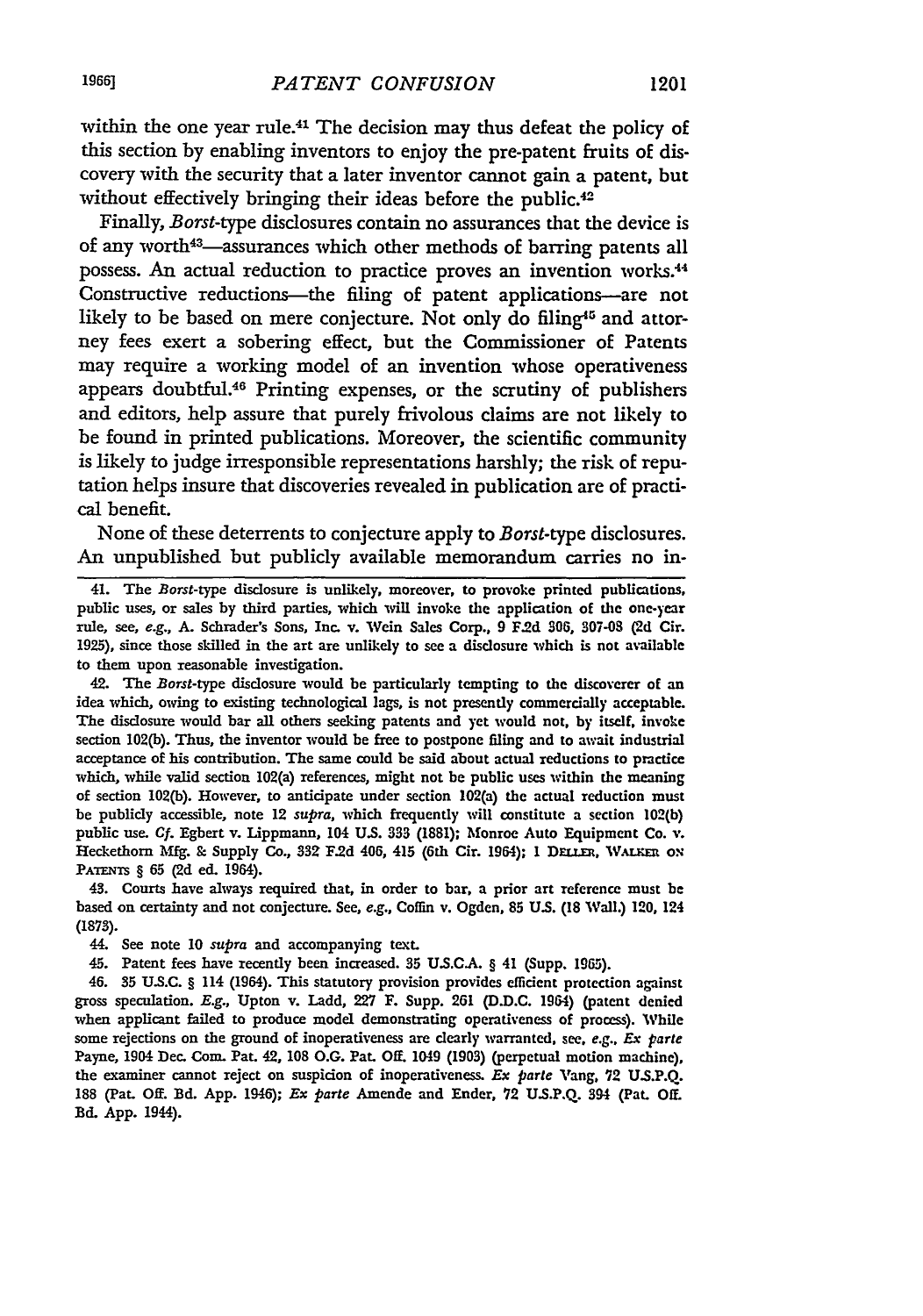within the one year rule.[41] The decision may thus defeat the policy of this section by enabling inventors to enjoy the pre-patent fruits of discovery with the security that a later inventor cannot gain a patent, but without effectively bringing their ideas before the public.[42]

Finally, *Borst*-type disclosures contain no assurances that the device is of any worth[43]—assurances which other methods of barring patents all possess. An actual reduction to practice proves an invention works.[44] Constructive reductions—the filing of patent applications—are not likely to be based on mere conjecture. Not only do filing[45] and attorney fees exert a sobering effect, but the Commissioner of Patents may require a working model of an invention whose operativeness appears doubtful.[46] Printing expenses, or the scrutiny of publishers and editors, help assure that purely frivolous claims are not likely to be found in printed publications. Moreover, the scientific community is likely to judge irresponsible representations harshly; the risk of reputation helps insure that discoveries revealed in publication are of practical benefit.

None of these deterrents to conjecture apply to *Borst*-type disclosures. An unpublished but publicly available memorandum carries no in-

---

41. The *Borst*-type disclosure is unlikely, moreover, to provoke printed publications, public uses, or sales by third parties, which will invoke the application of the one-year rule, see, *e.g.*, A. Schrader's Sons, Inc. v. Wein Sales Corp., 9 F.2d 306, 307-08 (2d Cir. 1925), since those skilled in the art are unlikely to see a disclosure which is not available to them upon reasonable investigation.

42. The *Borst*-type disclosure would be particularly tempting to the discoverer of an idea which, owing to existing technological lags, is not presently commercially acceptable. The disclosure would bar all others seeking patents and yet would not, by itself, invoke section 102(b). Thus, the inventor would be free to postpone filing and to await industrial acceptance of his contribution. The same could be said about actual reductions to practice which, while valid section 102(a) references, might not be public uses within the meaning of section 102(b). However, to anticipate under section 102(a) the actual reduction must be publicly accessible, note 12 *supra*, which frequently will constitute a section 102(b) public use. *Cf.* Egbert v. Lippmann, 104 U.S. 333 (1881); Monroe Auto Equipment Co. v. Heckethorn Mfg. & Supply Co., 332 F.2d 406, 415 (6th Cir. 1964); 1 DELLER, WALKER ON PATENTS § 65 (2d ed. 1964).

43. Courts have always required that, in order to bar, a prior art reference must be based on certainty and not conjecture. See, *e.g.*, Coffin v. Ogden, 85 U.S. (18 Wall.) 120, 124 (1873).

44. See note 10 *supra* and accompanying text.

45. Patent fees have recently been increased. 35 U.S.C.A. § 41 (Supp. 1965).

46. 35 U.S.C. § 114 (1964). This statutory provision provides efficient protection against gross speculation. *E.g.*, Upton v. Ladd, 227 F. Supp. 261 (D.D.C. 1964) (patent denied when applicant failed to produce model demonstrating operativeness of process). While some rejections on the ground of inoperativeness are clearly warranted, see, *e.g.*, *Ex parte* Payne, 1904 Dec. Com. Pat. 42, 108 O.G. Pat. Off. 1049 (1903) (perpetual motion machine), the examiner cannot reject on suspicion of inoperativeness. *Ex parte* Vang, 72 U.S.P.Q. 188 (Pat. Off. Bd. App. 1946); *Ex parte* Amende and Ender, 72 U.S.P.Q. 394 (Pat. Off. Bd. App. 1944).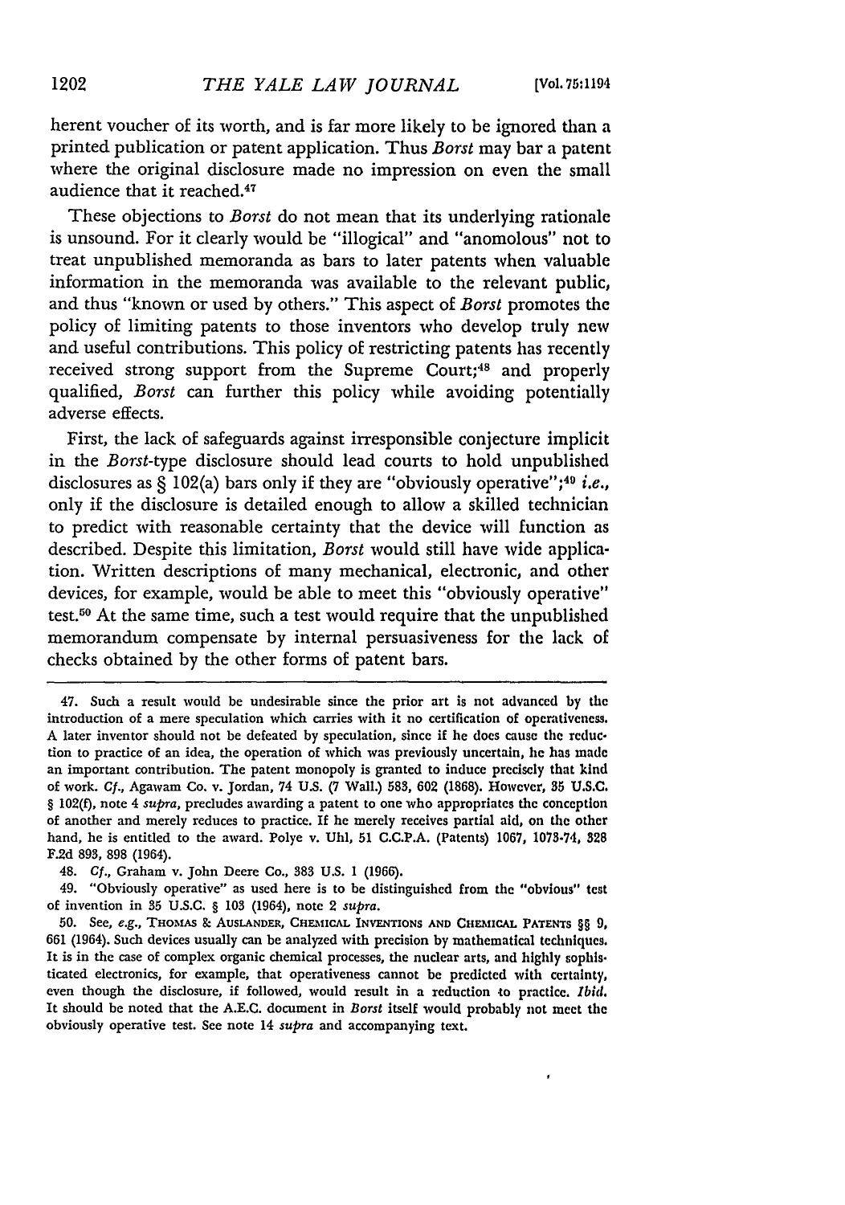herent voucher of its worth, and is far more likely to be ignored than a printed publication or patent application. Thus *Borst* may bar a patent where the original disclosure made no impression on even the small audience that it reached.[47]

These objections to *Borst* do not mean that its underlying rationale is unsound. For it clearly would be "illogical" and "anomolous" not to treat unpublished memoranda as bars to later patents when valuable information in the memoranda was available to the relevant public, and thus "known or used by others." This aspect of *Borst* promotes the policy of limiting patents to those inventors who develop truly new and useful contributions. This policy of restricting patents has recently received strong support from the Supreme Court;[48] and properly qualified, *Borst* can further this policy while avoiding potentially adverse effects.

First, the lack of safeguards against irresponsible conjecture implicit in the *Borst*-type disclosure should lead courts to hold unpublished disclosures as § 102(a) bars only if they are "obviously operative";[49] *i.e.*, only if the disclosure is detailed enough to allow a skilled technician to predict with reasonable certainty that the device will function as described. Despite this limitation, *Borst* would still have wide application. Written descriptions of many mechanical, electronic, and other devices, for example, would be able to meet this "obviously operative" test.[50] At the same time, such a test would require that the unpublished memorandum compensate by internal persuasiveness for the lack of checks obtained by the other forms of patent bars.

---

47. Such a result would be undesirable since the prior art is not advanced by the introduction of a mere speculation which carries with it no certification of operativeness. A later inventor should not be defeated by speculation, since if he does cause the reduction to practice of an idea, the operation of which was previously uncertain, he has made an important contribution. The patent monopoly is granted to induce precisely that kind of work. *Cf.*, Agawam Co. v. Jordan, 74 U.S. (7 Wall.) 583, 602 (1868). However, 35 U.S.C. § 102(f), note 4 *supra*, precludes awarding a patent to one who appropriates the conception of another and merely reduces to practice. If he merely receives partial aid, on the other hand, he is entitled to the award. Polye v. Uhl, 51 C.C.P.A. (Patents) 1067, 1073-74, 328 F.2d 893, 898 (1964).

48. *Cf.*, Graham v. John Deere Co., 383 U.S. 1 (1966).

49. "Obviously operative" as used here is to be distinguished from the "obvious" test of invention in 35 U.S.C. § 103 (1964), note 2 *supra*.

50. See, *e.g.*, THOMAS & AUSLANDER, CHEMICAL INVENTIONS AND CHEMICAL PATENTS §§ 9, 661 (1964). Such devices usually can be analyzed with precision by mathematical techniques. It is in the case of complex organic chemical processes, the nuclear arts, and highly sophisticated electronics, for example, that operativeness cannot be predicted with certainty, even though the disclosure, if followed, would result in a reduction to practice. *Ibid.* It should be noted that the A.E.C. document in *Borst* itself would probably not meet the obviously operative test. See note 14 *supra* and accompanying text.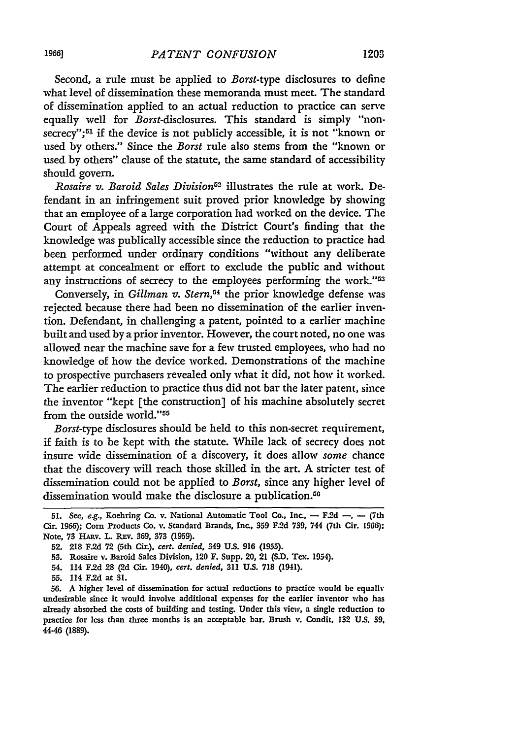Second, a rule must be applied to *Borst*-type disclosures to define what level of dissemination these memoranda must meet. The standard of dissemination applied to an actual reduction to practice can serve equally well for *Borst*-disclosures. This standard is simply "non-secrecy";[51] if the device is not publicly accessible, it is not "known or used by others." Since the *Borst* rule also stems from the "known or used by others" clause of the statute, the same standard of accessibility should govern.

*Rosaire v. Baroid Sales Division*[52] illustrates the rule at work. Defendant in an infringement suit proved prior knowledge by showing that an employee of a large corporation had worked on the device. The Court of Appeals agreed with the District Court's finding that the knowledge was publically accessible since the reduction to practice had been performed under ordinary conditions "without any deliberate attempt at concealment or effort to exclude the public and without any instructions of secrecy to the employees performing the work."[53]

Conversely, in *Gillman v. Stern*,[54] the prior knowledge defense was rejected because there had been no dissemination of the earlier invention. Defendant, in challenging a patent, pointed to a earlier machine built and used by a prior inventor. However, the court noted, no one was allowed near the machine save for a few trusted employees, who had no knowledge of how the device worked. Demonstrations of the machine to prospective purchasers revealed only what it did, not how it worked. The earlier reduction to practice thus did not bar the later patent, since the inventor "kept [the construction] of his machine absolutely secret from the outside world."[55]

*Borst*-type disclosures should be held to this non-secret requirement, if faith is to be kept with the statute. While lack of secrecy does not insure wide dissemination of a discovery, it does allow *some* chance that the discovery will reach those skilled in the art. A stricter test of dissemination could not be applied to *Borst*, since any higher level of dissemination would make the disclosure a publication.[56]

---

51. See, *e.g.*, Koehring Co. v. National Automatic Tool Co., Inc., — F.2d —, — (7th Cir. 1966); Corn Products Co. v. Standard Brands, Inc., 359 F.2d 739, 744 (7th Cir. 1966); Note, 73 HARV. L. REV. 369, 373 (1959).

52. 218 F.2d 72 (5th Cir.), *cert. denied*, 349 U.S. 916 (1955).

53. Rosaire v. Baroid Sales Division, 120 F. Supp. 20, 21 (S.D. Tex. 1954).

54. 114 F.2d 28 (2d Cir. 1940), *cert. denied*, 311 U.S. 718 (1941).

55. 114 F.2d at 31.

56. A higher level of dissemination for actual reductions to practice would be equally undesirable since it would involve additional expenses for the earlier inventor who has already absorbed the costs of building and testing. Under this view, a single reduction to practice for less than three months is an acceptable bar. Brush v. Condit, 132 U.S. 39, 44-46 (1889).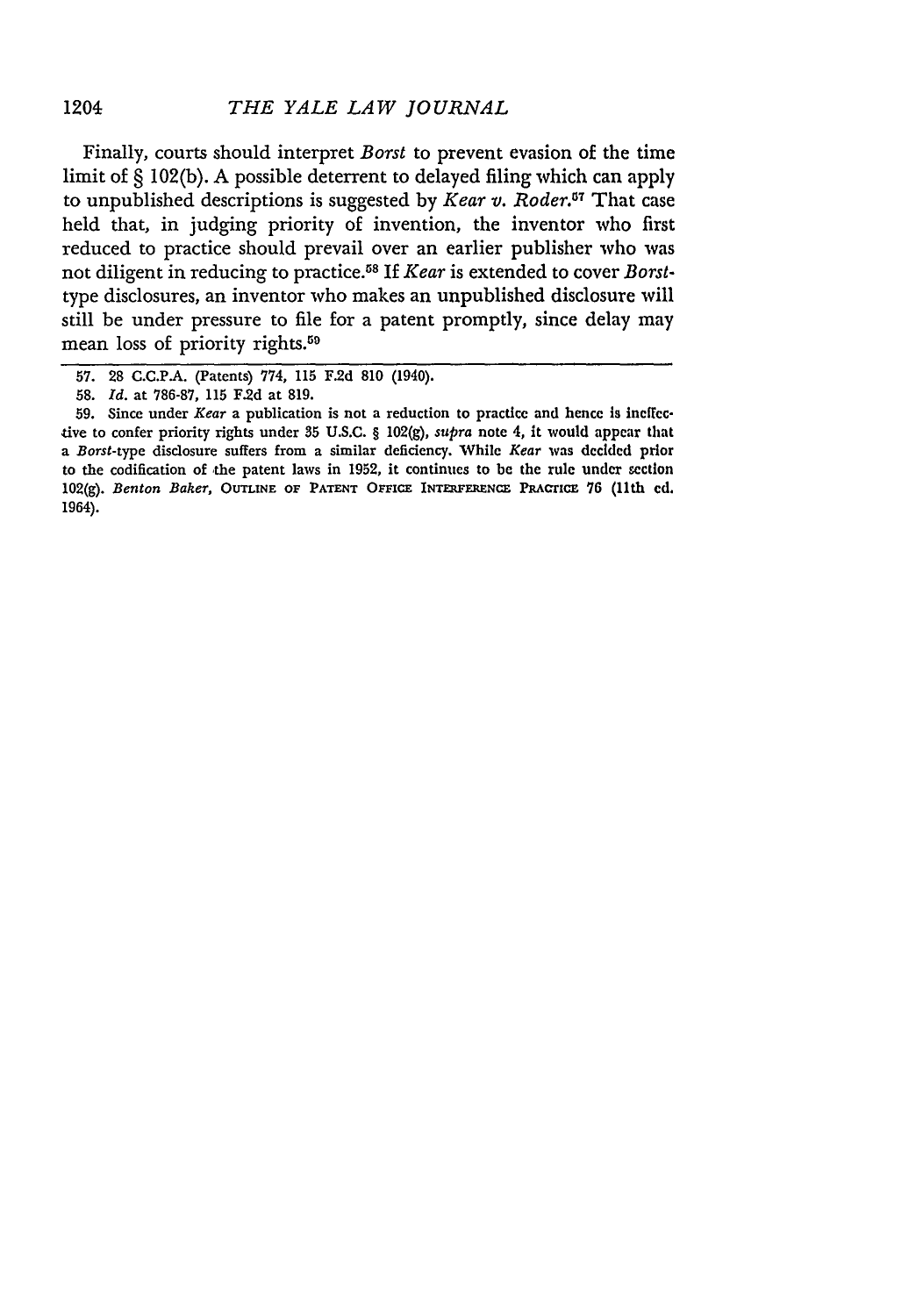Finally, courts should interpret *Borst* to prevent evasion of the time limit of § 102(b). A possible deterrent to delayed filing which can apply to unpublished descriptions is suggested by *Kear v. Roder*.[57] That case held that, in judging priority of invention, the inventor who first reduced to practice should prevail over an earlier publisher who was not diligent in reducing to practice.[58] If *Kear* is extended to cover *Borst*-type disclosures, an inventor who makes an unpublished disclosure will still be under pressure to file for a patent promptly, since delay may mean loss of priority rights.[59]

---

57. 28 C.C.P.A. (Patents) 774, 115 F.2d 810 (1940).

58. *Id.* at 786-87, 115 F.2d at 819.

59. Since under *Kear* a publication is not a reduction to practice and hence is ineffective to confer priority rights under 35 U.S.C. § 102(g), *supra* note 4, it would appear that a *Borst*-type disclosure suffers from a similar deficiency. While *Kear* was decided prior to the codification of the patent laws in 1952, it continues to be the rule under section 102(g). *Benton Baker*, OUTLINE OF PATENT OFFICE INTERFERENCE PRACTICE 76 (11th ed. 1964).